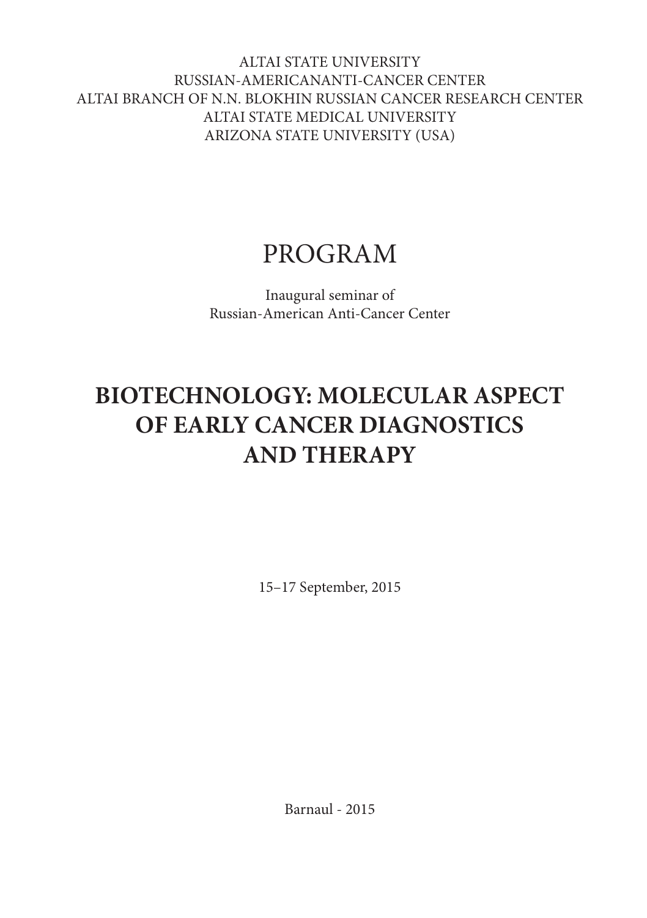ALTAI STATE UNIVERSITY
RUSSIAN-AMERICANANTI-CANCER CENTER
ALTAI BRANCH OF N.N. BLOKHIN RUSSIAN CANCER RESEARCH CENTER
ALTAI STATE MEDICAL UNIVERSITY
ARIZONA STATE UNIVERSITY (USA)

# PROGRAM

Inaugural seminar of
Russian-American Anti-Cancer Center

# BIOTECHNOLOGY: MOLECULAR ASPECT OF EARLY CANCER DIAGNOSTICS AND THERAPY

15–17 September, 2015

Barnaul - 2015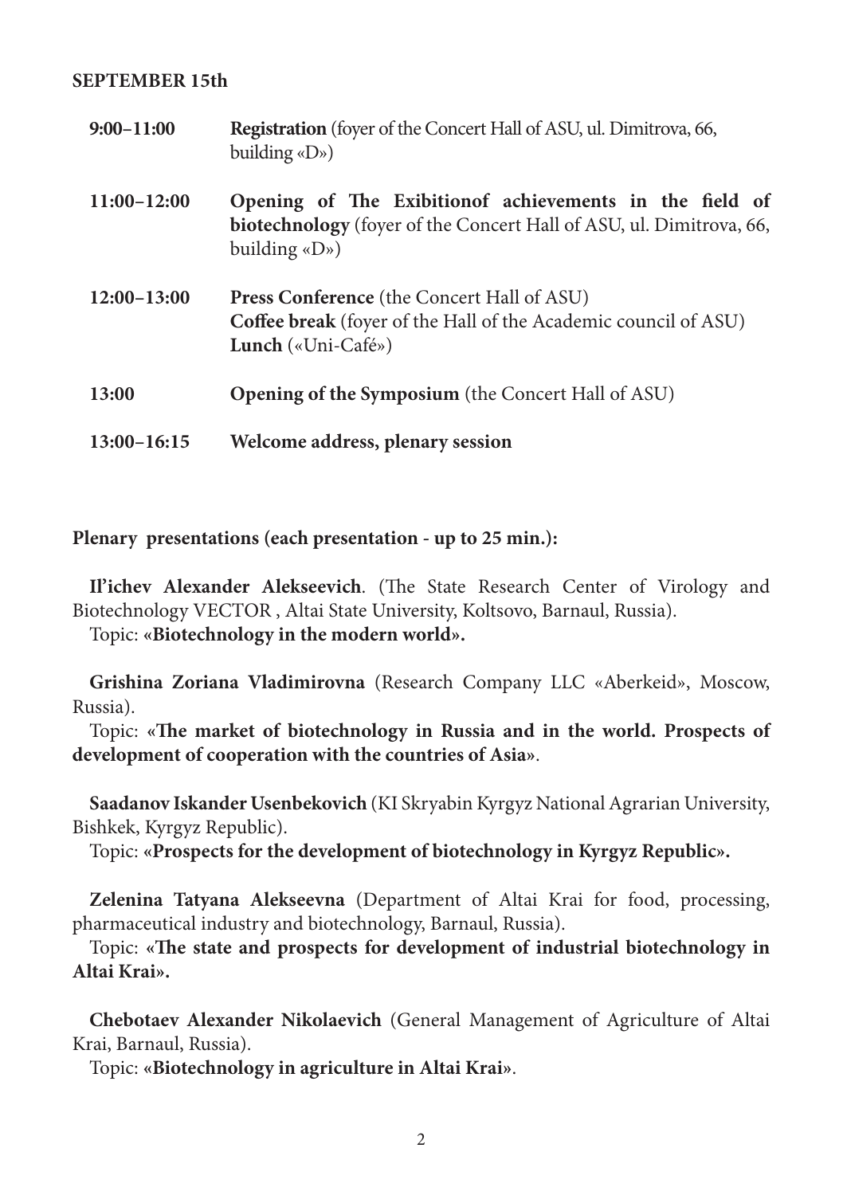**SEPTEMBER 15th**

| | |
|---|---|
| **9:00–11:00** | **Registration** (foyer of the Concert Hall of ASU, ul. Dimitrova, 66, building «D») |
| **11:00–12:00** | **Opening of The Exibitionof achievements in the field of biotechnology** (foyer of the Concert Hall of ASU, ul. Dimitrova, 66, building «D») |
| **12:00–13:00** | **Press Conference** (the Concert Hall of ASU)<br>**Coffee break** (foyer of the Hall of the Academic council of ASU)<br>**Lunch** («Uni-Café») |
| **13:00** | **Opening of the Symposium** (the Concert Hall of ASU) |
| **13:00–16:15** | **Welcome address, plenary session** |

**Plenary presentations (each presentation - up to 25 min.):**

**Il'ichev Alexander Alekseevich**. (The State Research Center of Virology and Biotechnology VECTOR , Altai State University, Koltsovo, Barnaul, Russia).
Topic: **«Biotechnology in the modern world».**

**Grishina Zoriana Vladimirovna** (Research Company LLC «Aberkeid», Moscow, Russia).
Topic: **«The market of biotechnology in Russia and in the world. Prospects of development of cooperation with the countries of Asia»**.

**Saadanov Iskander Usenbekovich** (KI Skryabin Kyrgyz National Agrarian University, Bishkek, Kyrgyz Republic).
Topic: **«Prospects for the development of biotechnology in Kyrgyz Republic».**

**Zelenina Tatyana Alekseevna** (Department of Altai Krai for food, processing, pharmaceutical industry and biotechnology, Barnaul, Russia).
Topic: **«The state and prospects for development of industrial biotechnology in Altai Krai».**

**Chebotaev Alexander Nikolaevich** (General Management of Agriculture of Altai Krai, Barnaul, Russia).
Topic: **«Biotechnology in agriculture in Altai Krai»**.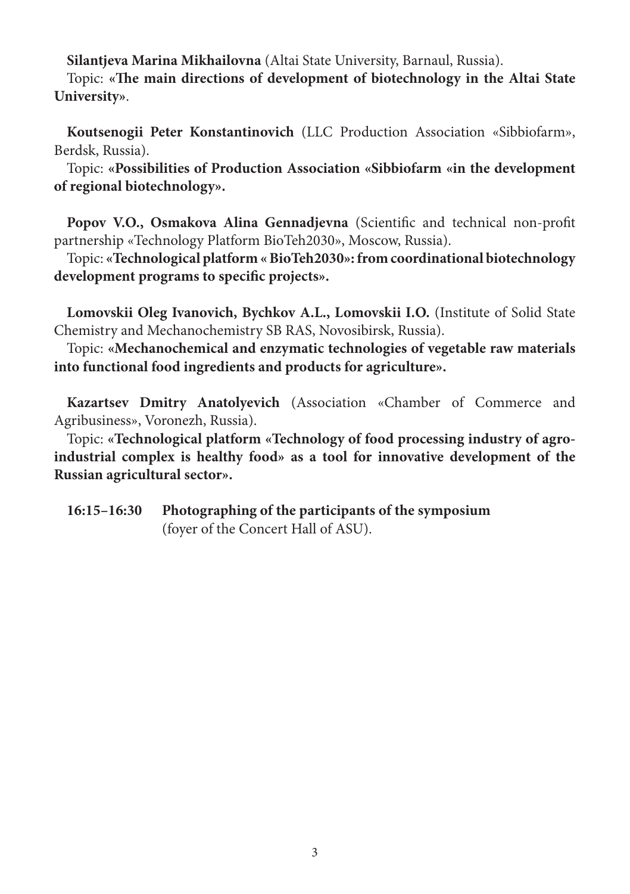**Silantjeva Marina Mikhailovna** (Altai State University, Barnaul, Russia).

Topic: **«The main directions of development of biotechnology in the Altai State University»**.

**Koutsenogii Peter Konstantinovich** (LLC Production Association «Sibbiofarm», Berdsk, Russia).

Topic: **«Possibilities of Production Association «Sibbiofarm «in the development of regional biotechnology».**

**Popov V.O., Osmakova Alina Gennadjevna** (Scientific and technical non-profit partnership «Technology Platform BioTeh2030», Moscow, Russia).

Topic: **«Technological platform « BioTeh2030»: from coordinational biotechnology development programs to specific projects».**

**Lomovskii Oleg Ivanovich, Bychkov A.L., Lomovskii I.O.** (Institute of Solid State Chemistry and Mechanochemistry SB RAS, Novosibirsk, Russia).

Topic: **«Mechanochemical and enzymatic technologies of vegetable raw materials into functional food ingredients and products for agriculture».**

**Kazartsev Dmitry Anatolyevich** (Association «Chamber of Commerce and Agribusiness», Voronezh, Russia).

Topic: **«Technological platform «Technology of food processing industry of agro-industrial complex is healthy food» as a tool for innovative development of the Russian agricultural sector».**

**16:15–16:30** **Photographing of the participants of the symposium** (foyer of the Concert Hall of ASU).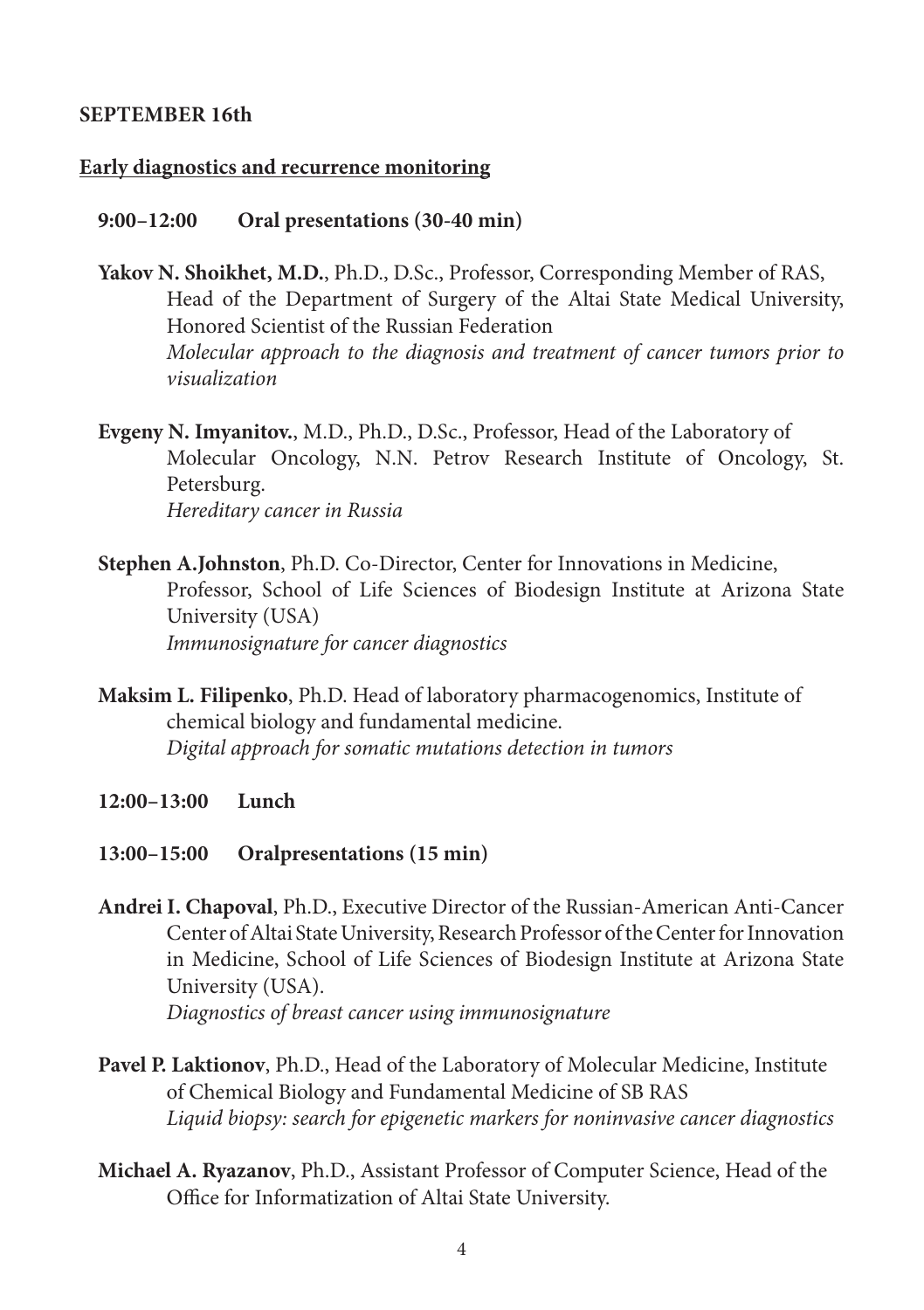**SEPTEMBER 16th**

**Early diagnostics and recurrence monitoring**

**9:00–12:00 Oral presentations (30-40 min)**

**Yakov N. Shoikhet, M.D.**, Ph.D., D.Sc., Professor, Corresponding Member of RAS, Head of the Department of Surgery of the Altai State Medical University, Honored Scientist of the Russian Federation
*Molecular approach to the diagnosis and treatment of cancer tumors prior to visualization*

**Evgeny N. Imyanitov.**, M.D., Ph.D., D.Sc., Professor, Head of the Laboratory of Molecular Oncology, N.N. Petrov Research Institute of Oncology, St. Petersburg.
*Hereditary cancer in Russia*

**Stephen A.Johnston**, Ph.D. Co-Director, Center for Innovations in Medicine, Professor, School of Life Sciences of Biodesign Institute at Arizona State University (USA)
*Immunosignature for cancer diagnostics*

**Maksim L. Filipenko**, Ph.D. Head of laboratory pharmacogenomics, Institute of chemical biology and fundamental medicine.
*Digital approach for somatic mutations detection in tumors*

**12:00–13:00 Lunch**

**13:00–15:00 Oralpresentations (15 min)**

**Andrei I. Chapoval**, Ph.D., Executive Director of the Russian-American Anti-Cancer Center of Altai State University, Research Professor of the Center for Innovation in Medicine, School of Life Sciences of Biodesign Institute at Arizona State University (USA).
*Diagnostics of breast cancer using immunosignature*

**Pavel P. Laktionov**, Ph.D., Head of the Laboratory of Molecular Medicine, Institute of Chemical Biology and Fundamental Medicine of SB RAS
*Liquid biopsy: search for epigenetic markers for noninvasive cancer diagnostics*

**Michael A. Ryazanov**, Ph.D., Assistant Professor of Computer Science, Head of the Office for Informatization of Altai State University.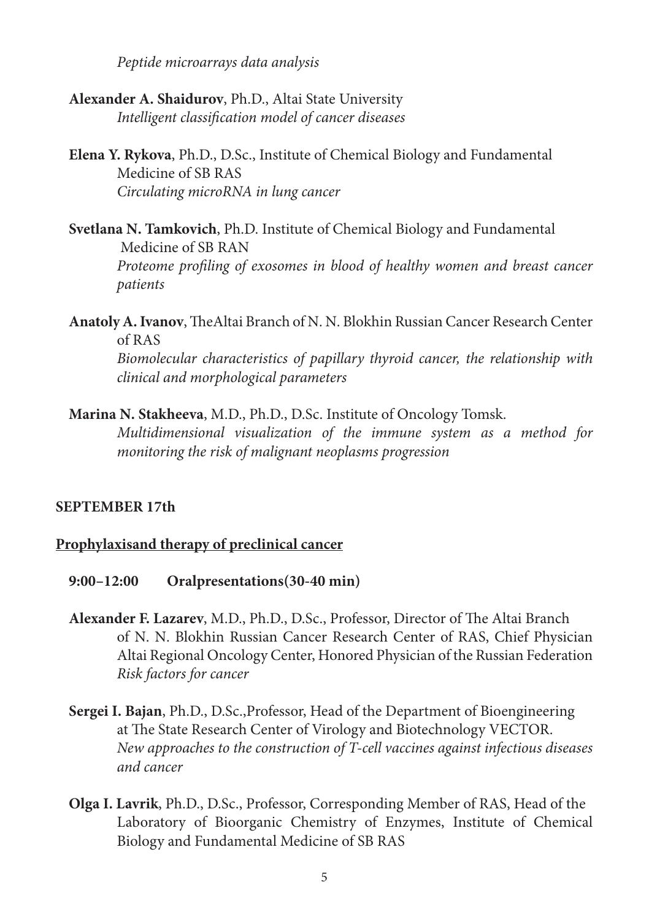*Peptide microarrays data analysis*

**Alexander A. Shaidurov**, Ph.D., Altai State University
*Intelligent classification model of cancer diseases*

**Elena Y. Rykova**, Ph.D., D.Sc., Institute of Chemical Biology and Fundamental Medicine of SB RAS
*Circulating microRNA in lung cancer*

**Svetlana N. Tamkovich**, Ph.D. Institute of Chemical Biology and Fundamental Medicine of SB RAN
*Proteome profiling of exosomes in blood of healthy women and breast cancer patients*

**Anatoly A. Ivanov**, TheAltai Branch of N. N. Blokhin Russian Cancer Research Center of RAS
*Biomolecular characteristics of papillary thyroid cancer, the relationship with clinical and morphological parameters*

**Marina N. Stakheeva**, M.D., Ph.D., D.Sc. Institute of Oncology Tomsk.
*Multidimensional visualization of the immune system as a method for monitoring the risk of malignant neoplasms progression*

## SEPTEMBER 17th

### Prophylaxisand therapy of preclinical cancer

**9:00–12:00 Oralpresentations(30-40 min)**

**Alexander F. Lazarev**, M.D., Ph.D., D.Sc., Professor, Director of The Altai Branch of N. N. Blokhin Russian Cancer Research Center of RAS, Chief Physician Altai Regional Oncology Center, Honored Physician of the Russian Federation
*Risk factors for cancer*

**Sergei I. Bajan**, Ph.D., D.Sc.,Professor, Head of the Department of Bioengineering at The State Research Center of Virology and Biotechnology VECTOR.
*New approaches to the construction of T-cell vaccines against infectious diseases and cancer*

**Olga I. Lavrik**, Ph.D., D.Sc., Professor, Corresponding Member of RAS, Head of the Laboratory of Bioorganic Chemistry of Enzymes, Institute of Chemical Biology and Fundamental Medicine of SB RAS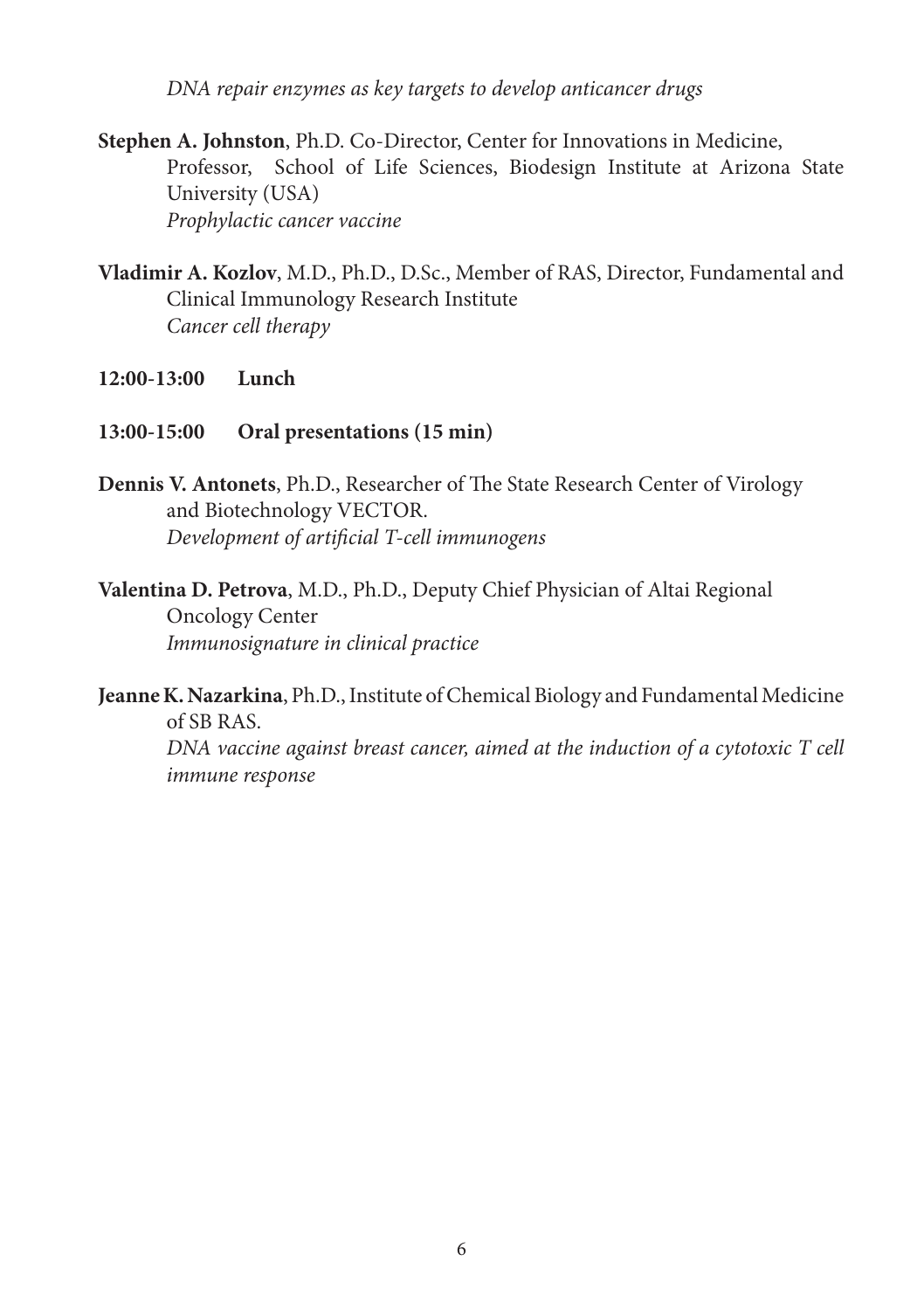*DNA repair enzymes as key targets to develop anticancer drugs*

**Stephen A. Johnston**, Ph.D. Co-Director, Center for Innovations in Medicine, Professor, School of Life Sciences, Biodesign Institute at Arizona State University (USA)
*Prophylactic cancer vaccine*

**Vladimir A. Kozlov**, M.D., Ph.D., D.Sc., Member of RAS, Director, Fundamental and Clinical Immunology Research Institute
*Cancer cell therapy*

**12:00-13:00 Lunch**

**13:00-15:00 Oral presentations (15 min)**

**Dennis V. Antonets**, Ph.D., Researcher of The State Research Center of Virology and Biotechnology VECTOR.
*Development of artificial T-cell immunogens*

**Valentina D. Petrova**, M.D., Ph.D., Deputy Chief Physician of Altai Regional Oncology Center
*Immunosignature in clinical practice*

**Jeanne K. Nazarkina**, Ph.D., Institute of Chemical Biology and Fundamental Medicine of SB RAS.
*DNA vaccine against breast cancer, aimed at the induction of a cytotoxic T cell immune response*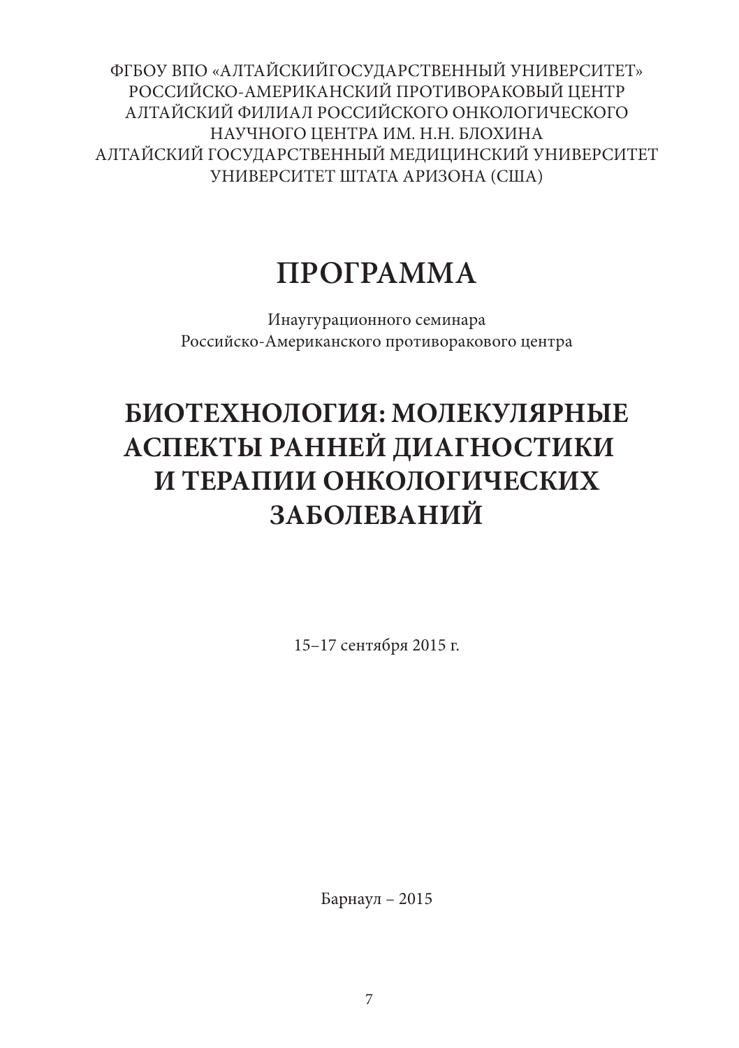ФГБОУ ВПО «АЛТАЙСКИЙГОСУДАРСТВЕННЫЙ УНИВЕРСИТЕТ»
РОССИЙСКО-АМЕРИКАНСКИЙ ПРОТИВОРАКОВЫЙ ЦЕНТР
АЛТАЙСКИЙ ФИЛИАЛ РОССИЙСКОГО ОНКОЛОГИЧЕСКОГО
НАУЧНОГО ЦЕНТРА ИМ. Н.Н. БЛОХИНА
АЛТАЙСКИЙ ГОСУДАРСТВЕННЫЙ МЕДИЦИНСКИЙ УНИВЕРСИТЕТ
УНИВЕРСИТЕТ ШТАТА АРИЗОНА (США)

# ПРОГРАММА

Инаугурационного семинара
Российско-Американского противоракового центра

# БИОТЕХНОЛОГИЯ: МОЛЕКУЛЯРНЫЕ АСПЕКТЫ РАННЕЙ ДИАГНОСТИКИ И ТЕРАПИИ ОНКОЛОГИЧЕСКИХ ЗАБОЛЕВАНИЙ

15–17 сентября 2015 г.

Барнаул – 2015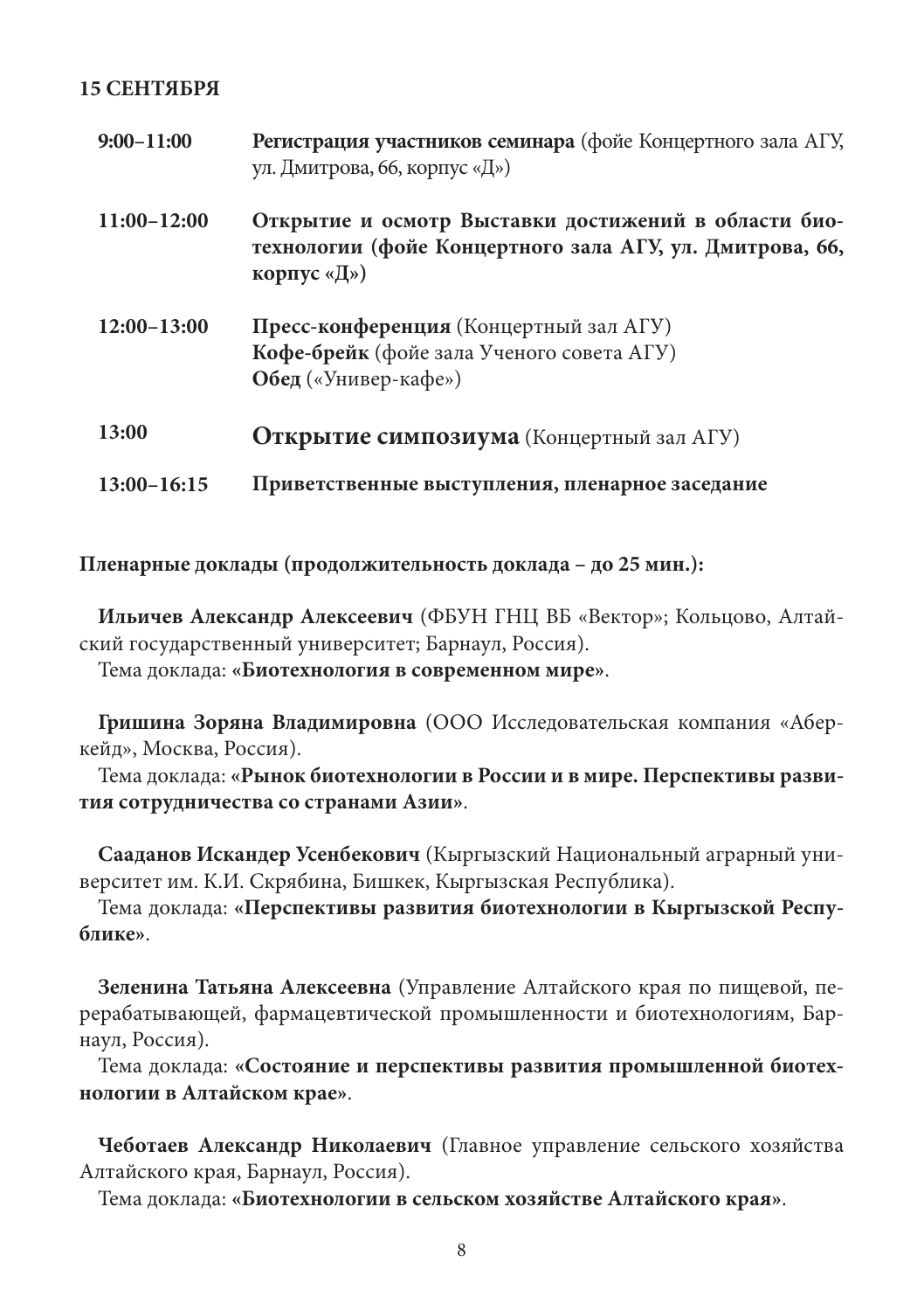**15 СЕНТЯБРЯ**

| | |
|---|---|
| **9:00–11:00** | **Регистрация участников семинара** (фойе Концертного зала АГУ, ул. Дмитрова, 66, корпус «Д») |
| **11:00–12:00** | **Открытие и осмотр Выставки достижений в области биотехнологии (фойе Концертного зала АГУ, ул. Дмитрова, 66, корпус «Д»)** |
| **12:00–13:00** | **Пресс-конференция** (Концертный зал АГУ)<br>**Кофе-брейк** (фойе зала Ученого совета АГУ)<br>**Обед** («Универ-кафе») |
| **13:00** | **Открытие симпозиума** (Концертный зал АГУ) |
| **13:00–16:15** | **Приветственные выступления, пленарное заседание** |

**Пленарные доклады (продолжительность доклада – до 25 мин.):**

**Ильичев Александр Алексеевич** (ФБУН ГНЦ ВБ «Вектор»; Кольцово, Алтайский государственный университет; Барнаул, Россия).
Тема доклада: **«Биотехнология в современном мире»**.

**Гришина Зоряна Владимировна** (ООО Исследовательская компания «Аберкейд», Москва, Россия).
Тема доклада: **«Рынок биотехнологии в России и в мире. Перспективы развития сотрудничества со странами Азии»**.

**Сааданов Искандер Усенбекович** (Кыргызский Национальный аграрный университет им. К.И. Скрябина, Бишкек, Кыргызская Республика).
Тема доклада: **«Перспективы развития биотехнологии в Кыргызской Республике»**.

**Зеленина Татьяна Алексеевна** (Управление Алтайского края по пищевой, перерабатывающей, фармацевтической промышленности и биотехнологиям, Барнаул, Россия).
Тема доклада: **«Состояние и перспективы развития промышленной биотехнологии в Алтайском крае»**.

**Чеботаев Александр Николаевич** (Главное управление сельского хозяйства Алтайского края, Барнаул, Россия).
Тема доклада: **«Биотехнологии в сельском хозяйстве Алтайского края»**.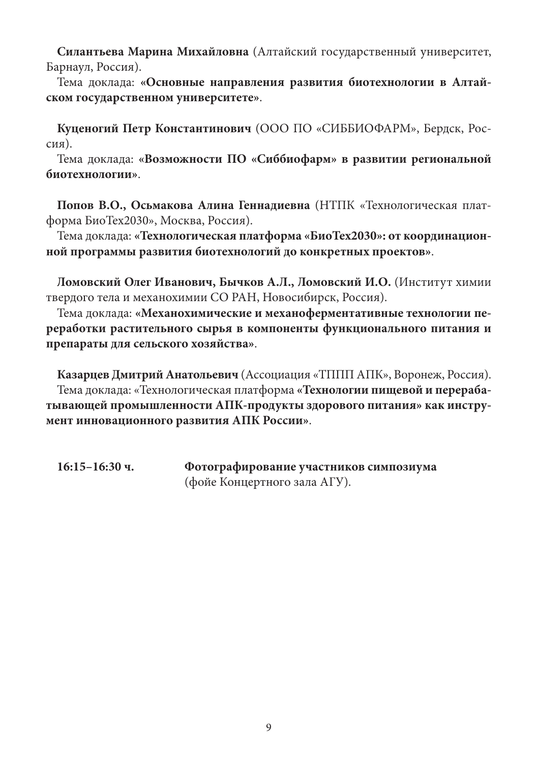**Силантьева Марина Михайловна** (Алтайский государственный университет, Барнаул, Россия).

Тема доклада: **«Основные направления развития биотехнологии в Алтайском государственном университете»**.

**Куценогий Петр Константинович** (ООО ПО «СИББИОФАРМ», Бердск, Россия).

Тема доклада: **«Возможности ПО «Сиббиофарм» в развитии региональной биотехнологии»**.

**Попов В.О., Осьмакова Алина Геннадиевна** (НТПК «Технологическая платформа БиоТех2030», Москва, Россия).

Тема доклада: **«Технологическая платформа «БиоТех2030»: от координационной программы развития биотехнологий до конкретных проектов»**.

**Ломовский Олег Иванович, Бычков А.Л., Ломовский И.О.** (Институт химии твердого тела и механохимии СО РАН, Новосибирск, Россия).

Тема доклада: **«Механохимические и механоферментативные технологии переработки растительного сырья в компоненты функционального питания и препараты для сельского хозяйства»**.

**Казарцев Дмитрий Анатольевич** (Ассоциация «ТППП АПК», Воронеж, Россия).

Тема доклада: «Технологическая платформа **«Технологии пищевой и перерабатывающей промышленности АПК-продукты здорового питания» как инструмент инновационного развития АПК России»**.

**16:15–16:30 ч.** **Фотографирование участников симпозиума** (фойе Концертного зала АГУ).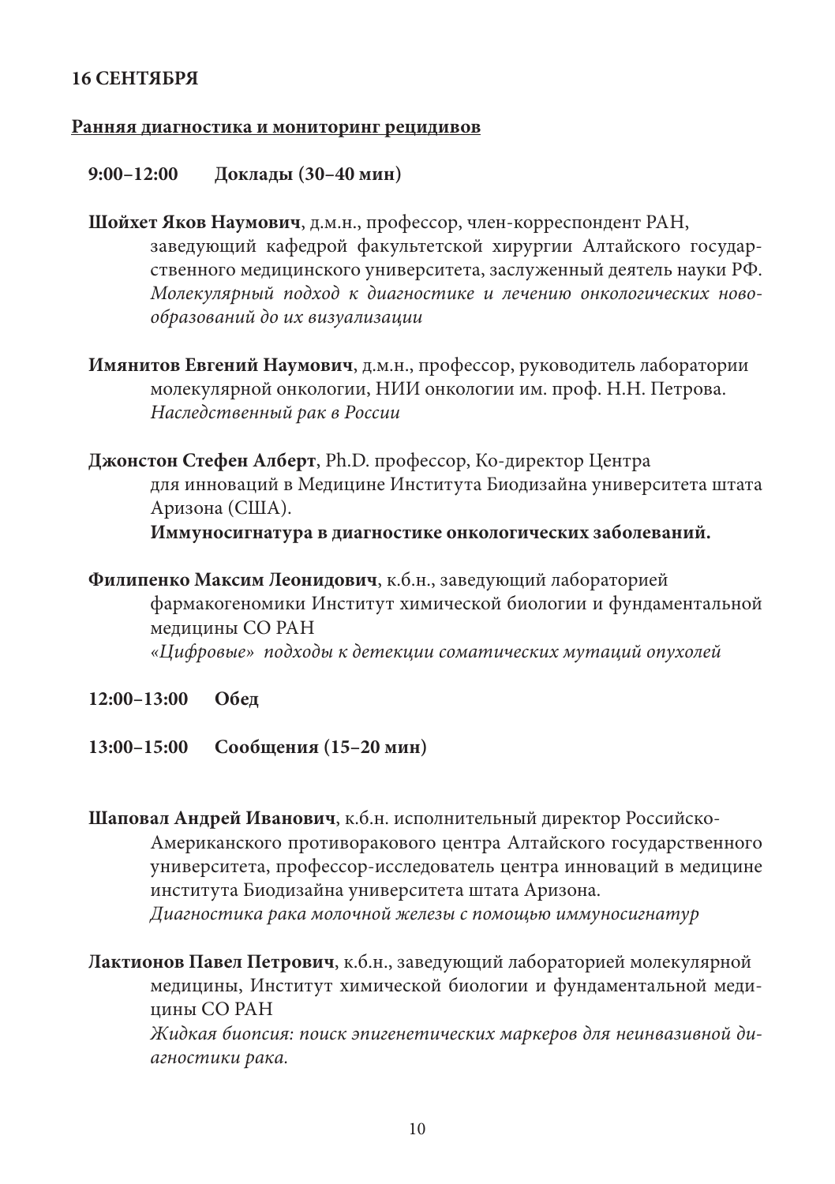**16 СЕНТЯБРЯ**

**<u>Ранняя диагностика и мониторинг рецидивов</u>**

**9:00–12:00 Доклады (30–40 мин)**

**Шойхет Яков Наумович**, д.м.н., профессор, член-корреспондент РАН, заведующий кафедрой факультетской хирургии Алтайского государственного медицинского университета, заслуженный деятель науки РФ.
*Молекулярный подход к диагностике и лечению онкологических новообразований до их визуализации*

**Имянитов Евгений Наумович**, д.м.н., профессор, руководитель лаборатории молекулярной онкологии, НИИ онкологии им. проф. Н.Н. Петрова.
*Наследственный рак в России*

**Джонстон Стефен Алберт**, Ph.D. профессор, Ко-директор Центра для инноваций в Медицине Института Биодизайна университета штата Аризона (США).
**Иммуносигнатура в диагностике онкологических заболеваний.**

**Филипенко Максим Леонидович**, к.б.н., заведующий лабораторией фармакогеномики Институт химической биологии и фундаментальной медицины СО РАН
*«Цифровые» подходы к детекции соматических мутаций опухолей*

**12:00–13:00 Обед**

**13:00–15:00 Сообщения (15–20 мин)**

**Шаповал Андрей Иванович**, к.б.н. исполнительный директор Российско-Американского противоракового центра Алтайского государственного университета, профессор-исследователь центра инноваций в медицине института Биодизайна университета штата Аризона.
*Диагностика рака молочной железы с помощью иммуносигнатур*

**Лактионов Павел Петрович**, к.б.н., заведующий лабораторией молекулярной медицины, Институт химической биологии и фундаментальной медицины СО РАН
*Жидкая биопсия: поиск эпигенетических маркеров для неинвазивной диагностики рака.*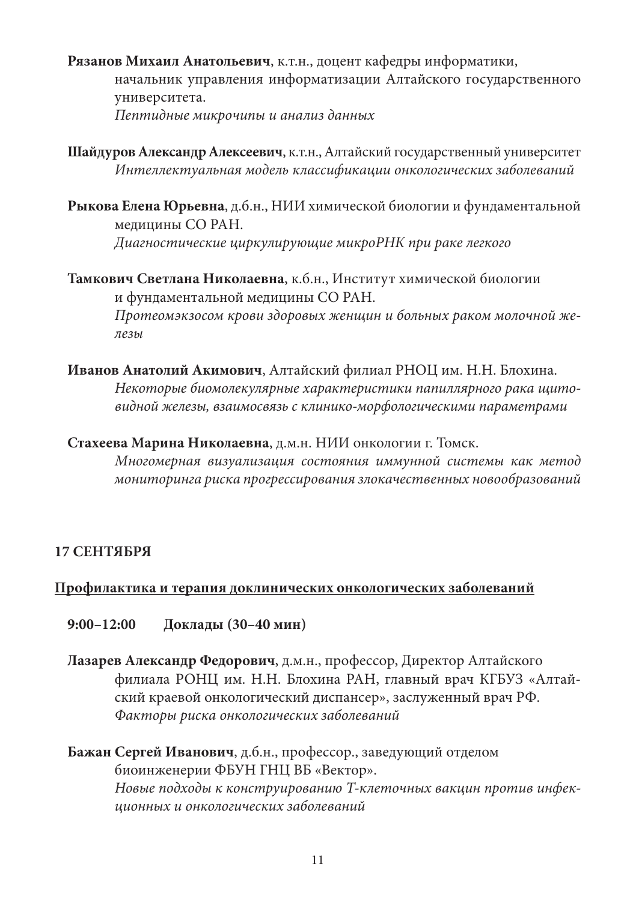**Рязанов Михаил Анатольевич**, к.т.н., доцент кафедры информатики, начальник управления информатизации Алтайского государственного университета.
*Пептидные микрочипы и анализ данных*

**Шайдуров Александр Алексеевич**, к.т.н., Алтайский государственный университет
*Интеллектуальная модель классификации онкологических заболеваний*

**Рыкова Елена Юрьевна**, д.б.н., НИИ химической биологии и фундаментальной медицины СО РАН.
*Диагностические циркулирующие микроРНК при раке легкого*

**Тамкович Светлана Николаевна**, к.б.н., Институт химической биологии и фундаментальной медицины СО РАН.
*Протеомэкзосом крови здоровых женщин и больных раком молочной железы*

**Иванов Анатолий Акимович**, Алтайский филиал РНОЦ им. Н.Н. Блохина.
*Некоторые биомолекулярные характеристики папиллярного рака щитовидной железы, взаимосвязь с клинико-морфологическими параметрами*

**Стахеева Марина Николаевна**, д.м.н. НИИ онкологии г. Томск.
*Многомерная визуализация состояния иммунной системы как метод мониторинга риска прогрессирования злокачественных новообразований*

## 17 СЕНТЯБРЯ

**Профилактика и терапия доклинических онкологических заболеваний**

**9:00–12:00 Доклады (30–40 мин)**

**Лазарев Александр Федорович**, д.м.н., профессор, Директор Алтайского филиала РОНЦ им. Н.Н. Блохина РАН, главный врач КГБУЗ «Алтайский краевой онкологический диспансер», заслуженный врач РФ.
*Факторы риска онкологических заболеваний*

**Бажан Сергей Иванович**, д.б.н., профессор., заведующий отделом биоинженерии ФБУН ГНЦ ВБ «Вектор».
*Новые подходы к конструированию Т-клеточных вакцин против инфекционных и онкологических заболеваний*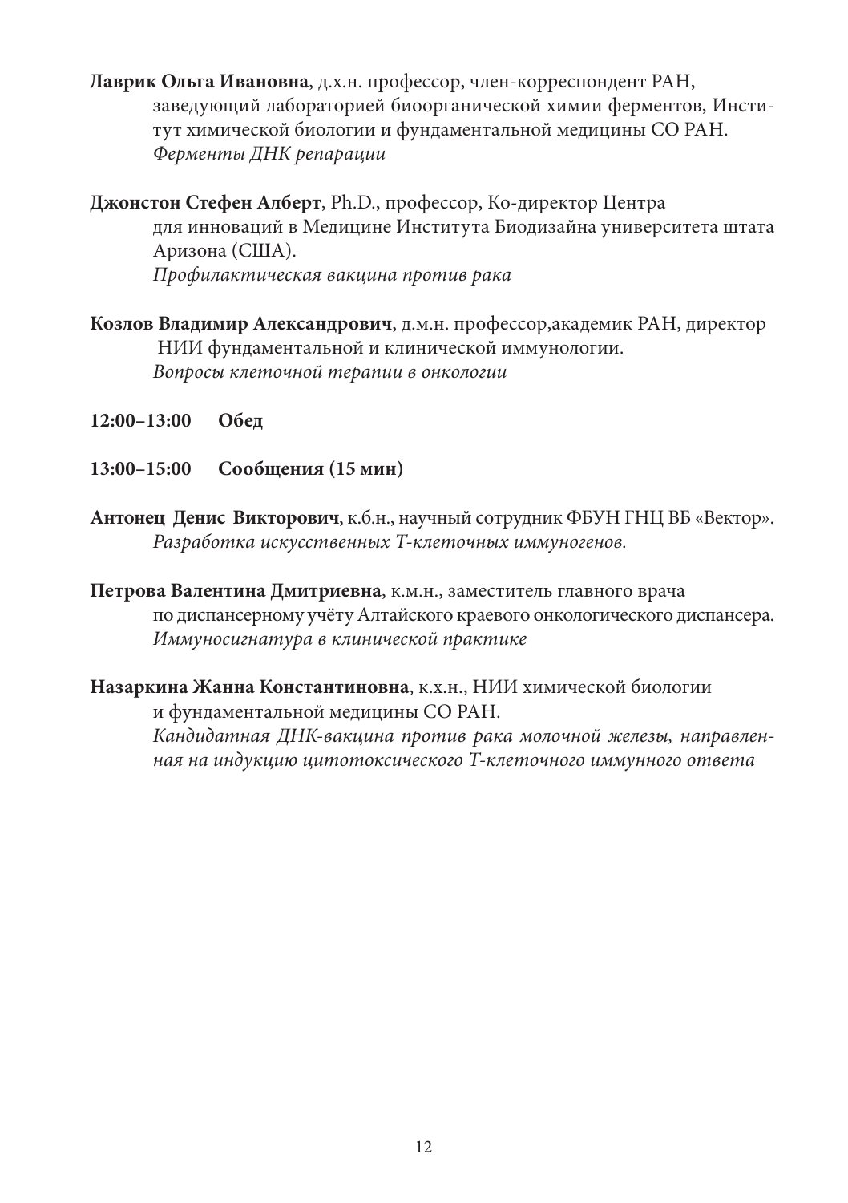**Лаврик Ольга Ивановна**, д.х.н. профессор, член-корреспондент РАН, заведующий лабораторией биоорганической химии ферментов, Институт химической биологии и фундаментальной медицины СО РАН.
*Ферменты ДНК репарации*

**Джонстон Стефен Алберт**, Ph.D., профессор, Ко-директор Центра для инноваций в Медицине Института Биодизайна университета штата Аризона (США).
*Профилактическая вакцина против рака*

**Козлов Владимир Александрович**, д.м.н. профессор,академик РАН, директор НИИ фундаментальной и клинической иммунологии.
*Вопросы клеточной терапии в онкологии*

**12:00–13:00 Обед**

**13:00–15:00 Сообщения (15 мин)**

**Антонец Денис Викторович**, к.б.н., научный сотрудник ФБУН ГНЦ ВБ «Вектор».
*Разработка искусственных Т-клеточных иммуногенов.*

**Петрова Валентина Дмитриевна**, к.м.н., заместитель главного врача по диспансерному учёту Алтайского краевого онкологического диспансера.
*Иммуносигнатура в клинической практике*

**Назаркина Жанна Константиновна**, к.х.н., НИИ химической биологии и фундаментальной медицины СО РАН.
*Кандидатная ДНК-вакцина против рака молочной железы, направленная на индукцию цитотоксического Т-клеточного иммунного ответа*